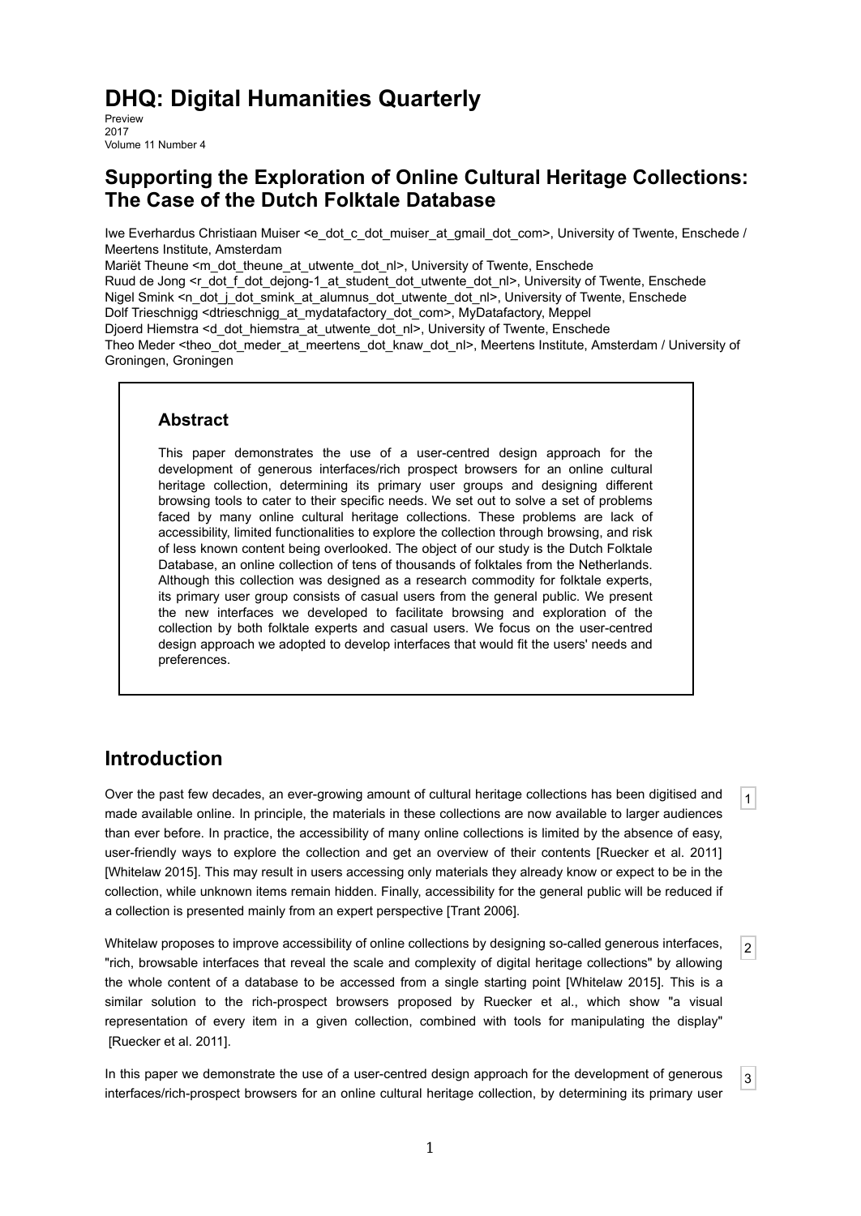# DHQ: Digital Humanities Quarterly

Preview
2017
Volume 11 Number 4

## Supporting the Exploration of Online Cultural Heritage Collections: The Case of the Dutch Folktale Database

Iwe Everhardus Christiaan Muiser <e_dot_c_dot_muiser_at_gmail_dot_com>, University of Twente, Enschede / Meertens Institute, Amsterdam
Mariët Theune <m_dot_theune_at_utwente_dot_nl>, University of Twente, Enschede
Ruud de Jong <r_dot_f_dot_dejong-1_at_student_dot_utwente_dot_nl>, University of Twente, Enschede
Nigel Smink <n_dot_j_dot_smink_at_alumnus_dot_utwente_dot_nl>, University of Twente, Enschede
Dolf Trieschnigg <dtrieschnigg_at_mydatafactory_dot_com>, MyDatafactory, Meppel
Djoerd Hiemstra <d_dot_hiemstra_at_utwente_dot_nl>, University of Twente, Enschede
Theo Meder <theo_dot_meder_at_meertens_dot_knaw_dot_nl>, Meertens Institute, Amsterdam / University of Groningen, Groningen

### Abstract

This paper demonstrates the use of a user-centred design approach for the development of generous interfaces/rich prospect browsers for an online cultural heritage collection, determining its primary user groups and designing different browsing tools to cater to their specific needs. We set out to solve a set of problems faced by many online cultural heritage collections. These problems are lack of accessibility, limited functionalities to explore the collection through browsing, and risk of less known content being overlooked. The object of our study is the Dutch Folktale Database, an online collection of tens of thousands of folktales from the Netherlands. Although this collection was designed as a research commodity for folktale experts, its primary user group consists of casual users from the general public. We present the new interfaces we developed to facilitate browsing and exploration of the collection by both folktale experts and casual users. We focus on the user-centred design approach we adopted to develop interfaces that would fit the users' needs and preferences.

## Introduction

1 Over the past few decades, an ever-growing amount of cultural heritage collections has been digitised and made available online. In principle, the materials in these collections are now available to larger audiences than ever before. In practice, the accessibility of many online collections is limited by the absence of easy, user-friendly ways to explore the collection and get an overview of their contents [Ruecker et al. 2011] [Whitelaw 2015]. This may result in users accessing only materials they already know or expect to be in the collection, while unknown items remain hidden. Finally, accessibility for the general public will be reduced if a collection is presented mainly from an expert perspective [Trant 2006].

2 Whitelaw proposes to improve accessibility of online collections by designing so-called generous interfaces, "rich, browsable interfaces that reveal the scale and complexity of digital heritage collections" by allowing the whole content of a database to be accessed from a single starting point [Whitelaw 2015]. This is a similar solution to the rich-prospect browsers proposed by Ruecker et al., which show "a visual representation of every item in a given collection, combined with tools for manipulating the display" [Ruecker et al. 2011].

3 In this paper we demonstrate the use of a user-centred design approach for the development of generous interfaces/rich-prospect browsers for an online cultural heritage collection, by determining its primary user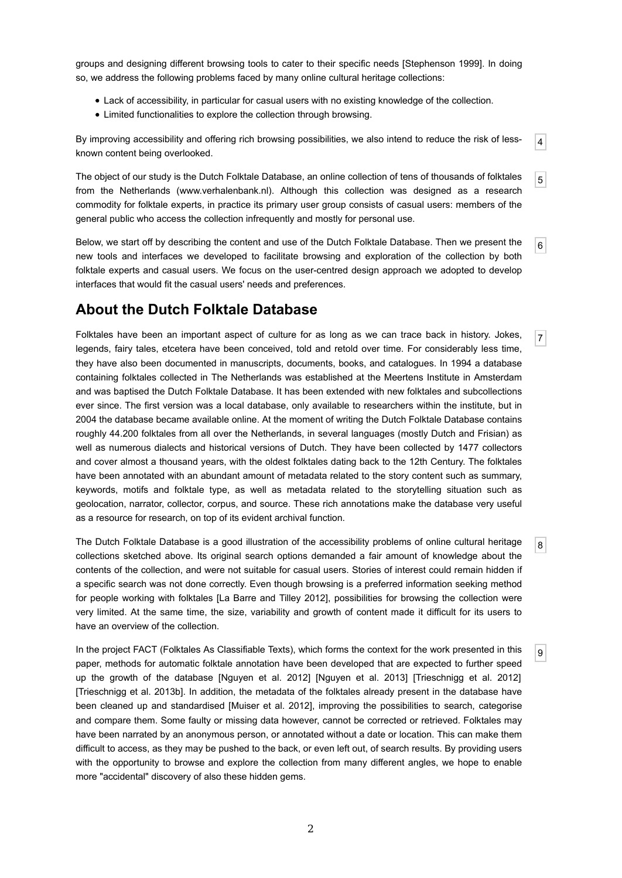groups and designing different browsing tools to cater to their specific needs [Stephenson 1999]. In doing so, we address the following problems faced by many online cultural heritage collections:

- Lack of accessibility, in particular for casual users with no existing knowledge of the collection.
- Limited functionalities to explore the collection through browsing.

By improving accessibility and offering rich browsing possibilities, we also intend to reduce the risk of less-known content being overlooked.

The object of our study is the Dutch Folktale Database, an online collection of tens of thousands of folktales from the Netherlands (www.verhalenbank.nl). Although this collection was designed as a research commodity for folktale experts, in practice its primary user group consists of casual users: members of the general public who access the collection infrequently and mostly for personal use.

Below, we start off by describing the content and use of the Dutch Folktale Database. Then we present the new tools and interfaces we developed to facilitate browsing and exploration of the collection by both folktale experts and casual users. We focus on the user-centred design approach we adopted to develop interfaces that would fit the casual users' needs and preferences.

## About the Dutch Folktale Database

Folktales have been an important aspect of culture for as long as we can trace back in history. Jokes, legends, fairy tales, etcetera have been conceived, told and retold over time. For considerably less time, they have also been documented in manuscripts, documents, books, and catalogues. In 1994 a database containing folktales collected in The Netherlands was established at the Meertens Institute in Amsterdam and was baptised the Dutch Folktale Database. It has been extended with new folktales and subcollections ever since. The first version was a local database, only available to researchers within the institute, but in 2004 the database became available online. At the moment of writing the Dutch Folktale Database contains roughly 44.200 folktales from all over the Netherlands, in several languages (mostly Dutch and Frisian) as well as numerous dialects and historical versions of Dutch. They have been collected by 1477 collectors and cover almost a thousand years, with the oldest folktales dating back to the 12th Century. The folktales have been annotated with an abundant amount of metadata related to the story content such as summary, keywords, motifs and folktale type, as well as metadata related to the storytelling situation such as geolocation, narrator, collector, corpus, and source. These rich annotations make the database very useful as a resource for research, on top of its evident archival function.

The Dutch Folktale Database is a good illustration of the accessibility problems of online cultural heritage collections sketched above. Its original search options demanded a fair amount of knowledge about the contents of the collection, and were not suitable for casual users. Stories of interest could remain hidden if a specific search was not done correctly. Even though browsing is a preferred information seeking method for people working with folktales [La Barre and Tilley 2012], possibilities for browsing the collection were very limited. At the same time, the size, variability and growth of content made it difficult for its users to have an overview of the collection.

In the project FACT (Folktales As Classifiable Texts), which forms the context for the work presented in this paper, methods for automatic folktale annotation have been developed that are expected to further speed up the growth of the database [Nguyen et al. 2012] [Nguyen et al. 2013] [Trieschnigg et al. 2012] [Trieschnigg et al. 2013b]. In addition, the metadata of the folktales already present in the database have been cleaned up and standardised [Muiser et al. 2012], improving the possibilities to search, categorise and compare them. Some faulty or missing data however, cannot be corrected or retrieved. Folktales may have been narrated by an anonymous person, or annotated without a date or location. This can make them difficult to access, as they may be pushed to the back, or even left out, of search results. By providing users with the opportunity to browse and explore the collection from many different angles, we hope to enable more "accidental" discovery of also these hidden gems.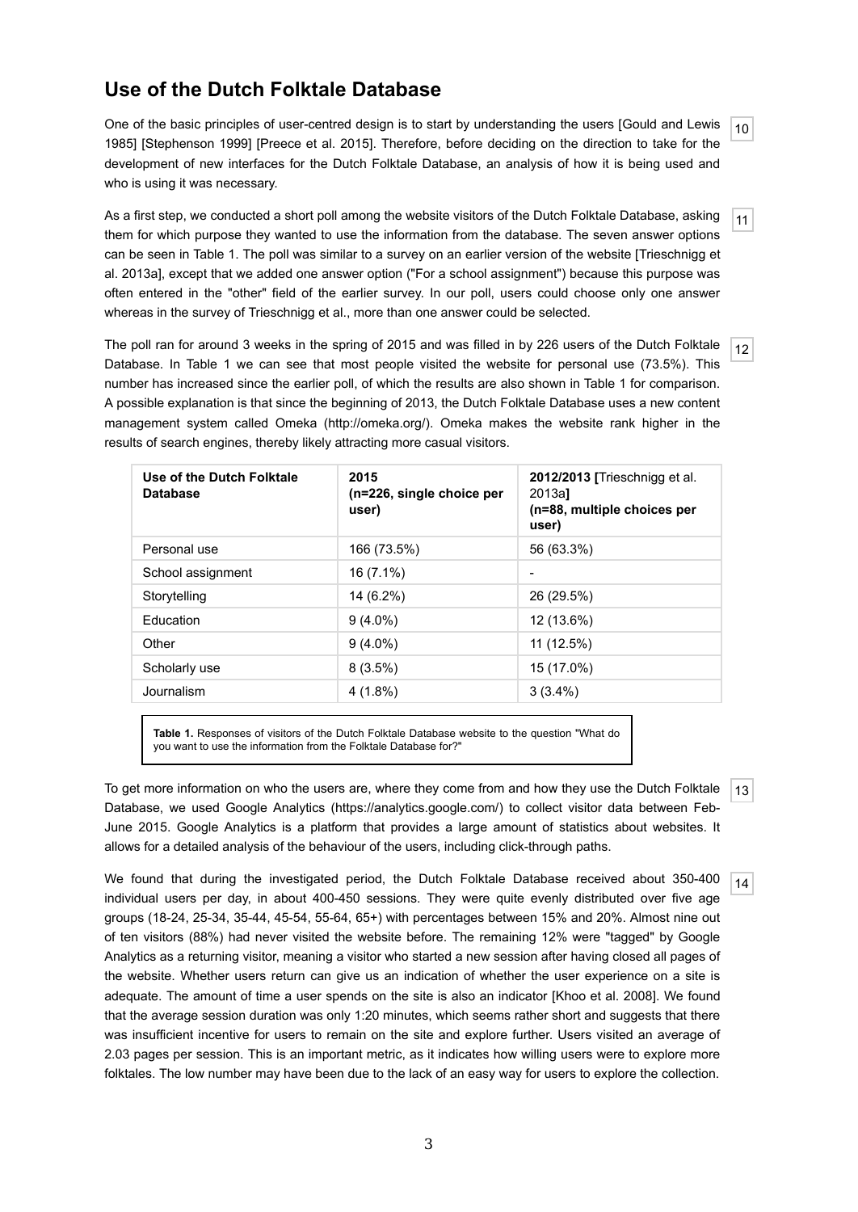## Use of the Dutch Folktale Database

One of the basic principles of user-centred design is to start by understanding the users [Gould and Lewis 1985] [Stephenson 1999] [Preece et al. 2015]. Therefore, before deciding on the direction to take for the development of new interfaces for the Dutch Folktale Database, an analysis of how it is being used and who is using it was necessary.

As a first step, we conducted a short poll among the website visitors of the Dutch Folktale Database, asking them for which purpose they wanted to use the information from the database. The seven answer options can be seen in Table 1. The poll was similar to a survey on an earlier version of the website [Trieschnigg et al. 2013a], except that we added one answer option ("For a school assignment") because this purpose was often entered in the "other" field of the earlier survey. In our poll, users could choose only one answer whereas in the survey of Trieschnigg et al., more than one answer could be selected.

The poll ran for around 3 weeks in the spring of 2015 and was filled in by 226 users of the Dutch Folktale Database. In Table 1 we can see that most people visited the website for personal use (73.5%). This number has increased since the earlier poll, of which the results are also shown in Table 1 for comparison. A possible explanation is that since the beginning of 2013, the Dutch Folktale Database uses a new content management system called Omeka (http://omeka.org/). Omeka makes the website rank higher in the results of search engines, thereby likely attracting more casual visitors.

| **Use of the Dutch Folktale Database** | **2015 (n=226, single choice per user)** | **2012/2013 [**Trieschnigg et al. 2013a**] (n=88, multiple choices per user)** |
|---|---|---|
| Personal use | 166 (73.5%) | 56 (63.3%) |
| School assignment | 16 (7.1%) | - |
| Storytelling | 14 (6.2%) | 26 (29.5%) |
| Education | 9 (4.0%) | 12 (13.6%) |
| Other | 9 (4.0%) | 11 (12.5%) |
| Scholarly use | 8 (3.5%) | 15 (17.0%) |
| Journalism | 4 (1.8%) | 3 (3.4%) |

**Table 1.** Responses of visitors of the Dutch Folktale Database website to the question "What do you want to use the information from the Folktale Database for?"

To get more information on who the users are, where they come from and how they use the Dutch Folktale Database, we used Google Analytics (https://analytics.google.com/) to collect visitor data between Feb-June 2015. Google Analytics is a platform that provides a large amount of statistics about websites. It allows for a detailed analysis of the behaviour of the users, including click-through paths.

We found that during the investigated period, the Dutch Folktale Database received about 350-400 individual users per day, in about 400-450 sessions. They were quite evenly distributed over five age groups (18-24, 25-34, 35-44, 45-54, 55-64, 65+) with percentages between 15% and 20%. Almost nine out of ten visitors (88%) had never visited the website before. The remaining 12% were "tagged" by Google Analytics as a returning visitor, meaning a visitor who started a new session after having closed all pages of the website. Whether users return can give us an indication of whether the user experience on a site is adequate. The amount of time a user spends on the site is also an indicator [Khoo et al. 2008]. We found that the average session duration was only 1:20 minutes, which seems rather short and suggests that there was insufficient incentive for users to remain on the site and explore further. Users visited an average of 2.03 pages per session. This is an important metric, as it indicates how willing users were to explore more folktales. The low number may have been due to the lack of an easy way for users to explore the collection.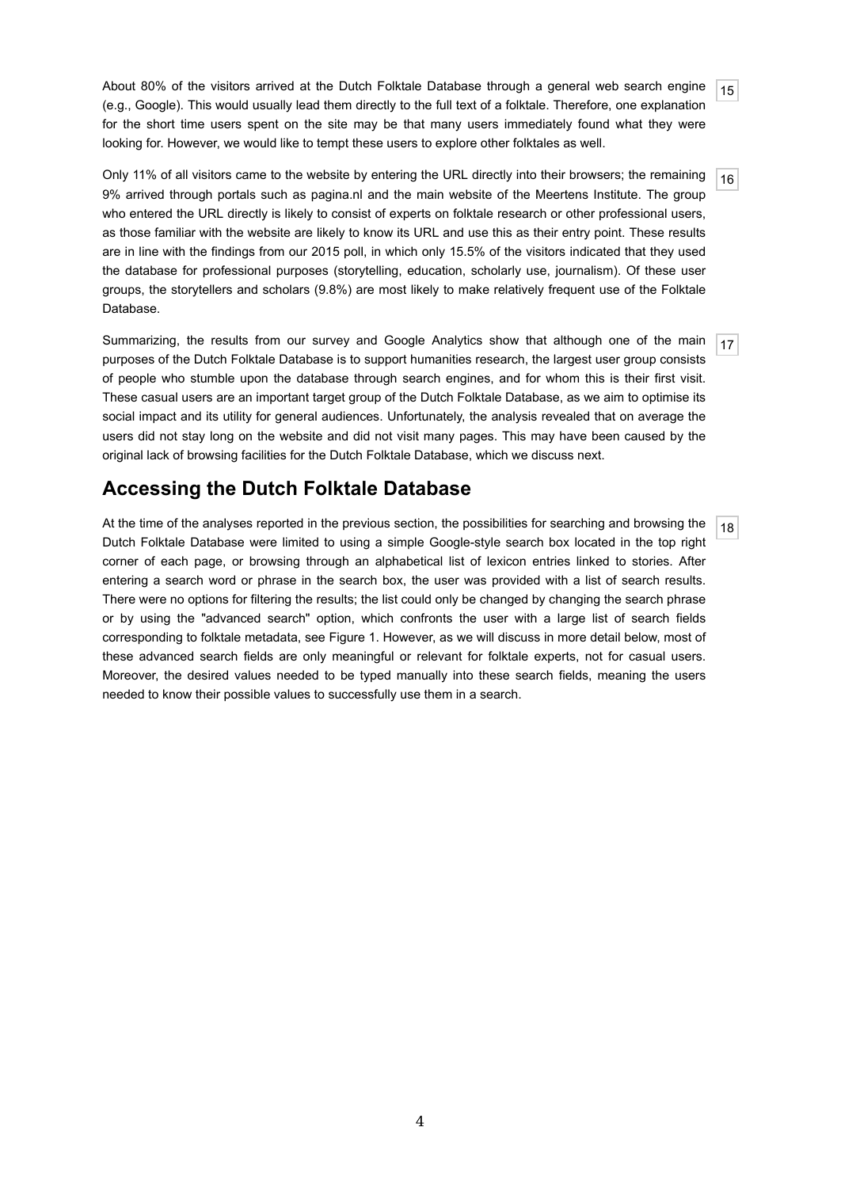About 80% of the visitors arrived at the Dutch Folktale Database through a general web search engine (e.g., Google). This would usually lead them directly to the full text of a folktale. Therefore, one explanation for the short time users spent on the site may be that many users immediately found what they were looking for. However, we would like to tempt these users to explore other folktales as well.

Only 11% of all visitors came to the website by entering the URL directly into their browsers; the remaining 9% arrived through portals such as pagina.nl and the main website of the Meertens Institute. The group who entered the URL directly is likely to consist of experts on folktale research or other professional users, as those familiar with the website are likely to know its URL and use this as their entry point. These results are in line with the findings from our 2015 poll, in which only 15.5% of the visitors indicated that they used the database for professional purposes (storytelling, education, scholarly use, journalism). Of these user groups, the storytellers and scholars (9.8%) are most likely to make relatively frequent use of the Folktale Database.

Summarizing, the results from our survey and Google Analytics show that although one of the main purposes of the Dutch Folktale Database is to support humanities research, the largest user group consists of people who stumble upon the database through search engines, and for whom this is their first visit. These casual users are an important target group of the Dutch Folktale Database, as we aim to optimise its social impact and its utility for general audiences. Unfortunately, the analysis revealed that on average the users did not stay long on the website and did not visit many pages. This may have been caused by the original lack of browsing facilities for the Dutch Folktale Database, which we discuss next.

## Accessing the Dutch Folktale Database

At the time of the analyses reported in the previous section, the possibilities for searching and browsing the Dutch Folktale Database were limited to using a simple Google-style search box located in the top right corner of each page, or browsing through an alphabetical list of lexicon entries linked to stories. After entering a search word or phrase in the search box, the user was provided with a list of search results. There were no options for filtering the results; the list could only be changed by changing the search phrase or by using the "advanced search" option, which confronts the user with a large list of search fields corresponding to folktale metadata, see Figure 1. However, as we will discuss in more detail below, most of these advanced search fields are only meaningful or relevant for folktale experts, not for casual users. Moreover, the desired values needed to be typed manually into these search fields, meaning the users needed to know their possible values to successfully use them in a search.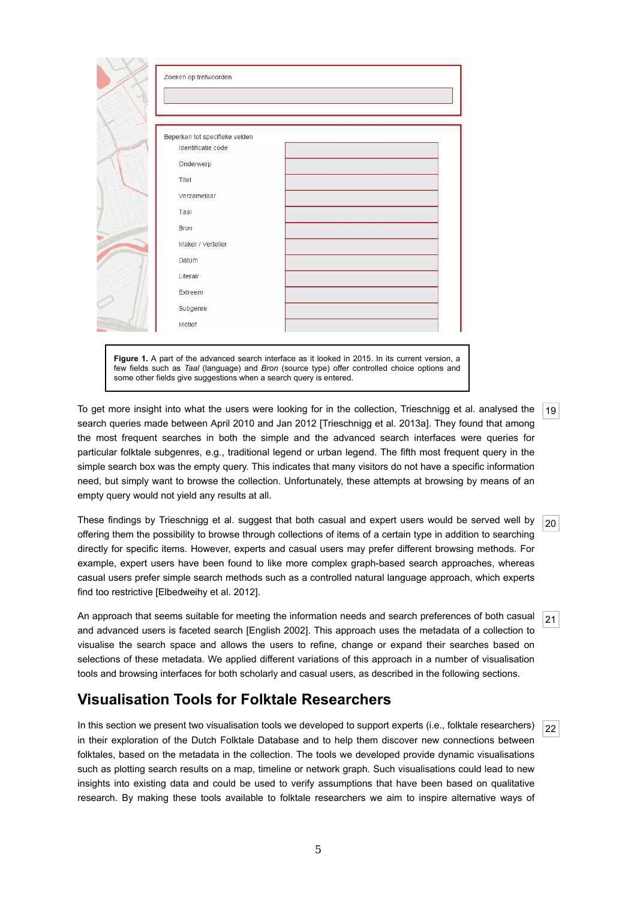**Figure 1.** A part of the advanced search interface as it looked in 2015. In its current version, a few fields such as *Taal* (language) and *Bron* (source type) offer controlled choice options and some other fields give suggestions when a search query is entered.

To get more insight into what the users were looking for in the collection, Trieschnigg et al. analysed the search queries made between April 2010 and Jan 2012 [Trieschnigg et al. 2013a]. They found that among the most frequent searches in both the simple and the advanced search interfaces were queries for particular folktale subgenres, e.g., traditional legend or urban legend. The fifth most frequent query in the simple search box was the empty query. This indicates that many visitors do not have a specific information need, but simply want to browse the collection. Unfortunately, these attempts at browsing by means of an empty query would not yield any results at all.

These findings by Trieschnigg et al. suggest that both casual and expert users would be served well by offering them the possibility to browse through collections of items of a certain type in addition to searching directly for specific items. However, experts and casual users may prefer different browsing methods. For example, expert users have been found to like more complex graph-based search approaches, whereas casual users prefer simple search methods such as a controlled natural language approach, which experts find too restrictive [Elbedweihy et al. 2012].

An approach that seems suitable for meeting the information needs and search preferences of both casual and advanced users is faceted search [English 2002]. This approach uses the metadata of a collection to visualise the search space and allows the users to refine, change or expand their searches based on selections of these metadata. We applied different variations of this approach in a number of visualisation tools and browsing interfaces for both scholarly and casual users, as described in the following sections.

## Visualisation Tools for Folktale Researchers

In this section we present two visualisation tools we developed to support experts (i.e., folktale researchers) in their exploration of the Dutch Folktale Database and to help them discover new connections between folktales, based on the metadata in the collection. The tools we developed provide dynamic visualisations such as plotting search results on a map, timeline or network graph. Such visualisations could lead to new insights into existing data and could be used to verify assumptions that have been based on qualitative research. By making these tools available to folktale researchers we aim to inspire alternative ways of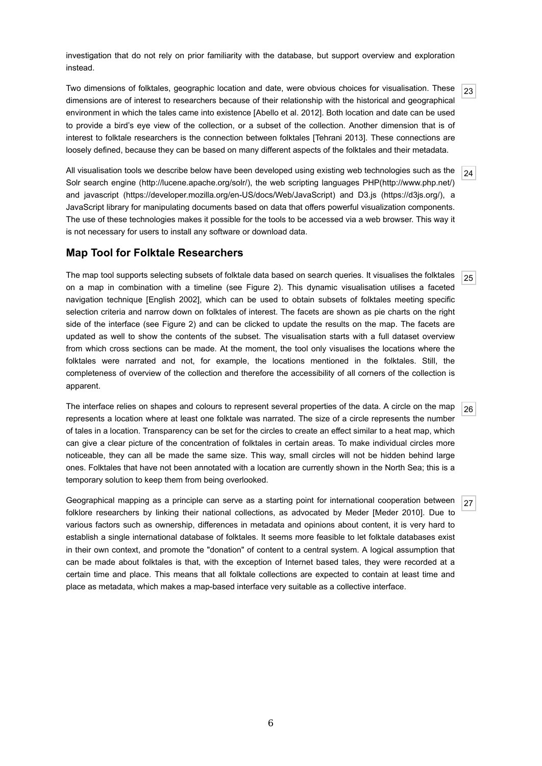investigation that do not rely on prior familiarity with the database, but support overview and exploration instead.

23 Two dimensions of folktales, geographic location and date, were obvious choices for visualisation. These dimensions are of interest to researchers because of their relationship with the historical and geographical environment in which the tales came into existence [Abello et al. 2012]. Both location and date can be used to provide a bird's eye view of the collection, or a subset of the collection. Another dimension that is of interest to folktale researchers is the connection between folktales [Tehrani 2013]. These connections are loosely defined, because they can be based on many different aspects of the folktales and their metadata.

24 All visualisation tools we describe below have been developed using existing web technologies such as the Solr search engine (http://lucene.apache.org/solr/), the web scripting languages PHP(http://www.php.net/) and javascript (https://developer.mozilla.org/en-US/docs/Web/JavaScript) and D3.js (https://d3js.org/), a JavaScript library for manipulating documents based on data that offers powerful visualization components. The use of these technologies makes it possible for the tools to be accessed via a web browser. This way it is not necessary for users to install any software or download data.

## Map Tool for Folktale Researchers

25 The map tool supports selecting subsets of folktale data based on search queries. It visualises the folktales on a map in combination with a timeline (see Figure 2). This dynamic visualisation utilises a faceted navigation technique [English 2002], which can be used to obtain subsets of folktales meeting specific selection criteria and narrow down on folktales of interest. The facets are shown as pie charts on the right side of the interface (see Figure 2) and can be clicked to update the results on the map. The facets are updated as well to show the contents of the subset. The visualisation starts with a full dataset overview from which cross sections can be made. At the moment, the tool only visualises the locations where the folktales were narrated and not, for example, the locations mentioned in the folktales. Still, the completeness of overview of the collection and therefore the accessibility of all corners of the collection is apparent.

26 The interface relies on shapes and colours to represent several properties of the data. A circle on the map represents a location where at least one folktale was narrated. The size of a circle represents the number of tales in a location. Transparency can be set for the circles to create an effect similar to a heat map, which can give a clear picture of the concentration of folktales in certain areas. To make individual circles more noticeable, they can all be made the same size. This way, small circles will not be hidden behind large ones. Folktales that have not been annotated with a location are currently shown in the North Sea; this is a temporary solution to keep them from being overlooked.

27 Geographical mapping as a principle can serve as a starting point for international cooperation between folklore researchers by linking their national collections, as advocated by Meder [Meder 2010]. Due to various factors such as ownership, differences in metadata and opinions about content, it is very hard to establish a single international database of folktales. It seems more feasible to let folktale databases exist in their own context, and promote the "donation" of content to a central system. A logical assumption that can be made about folktales is that, with the exception of Internet based tales, they were recorded at a certain time and place. This means that all folktale collections are expected to contain at least time and place as metadata, which makes a map-based interface very suitable as a collective interface.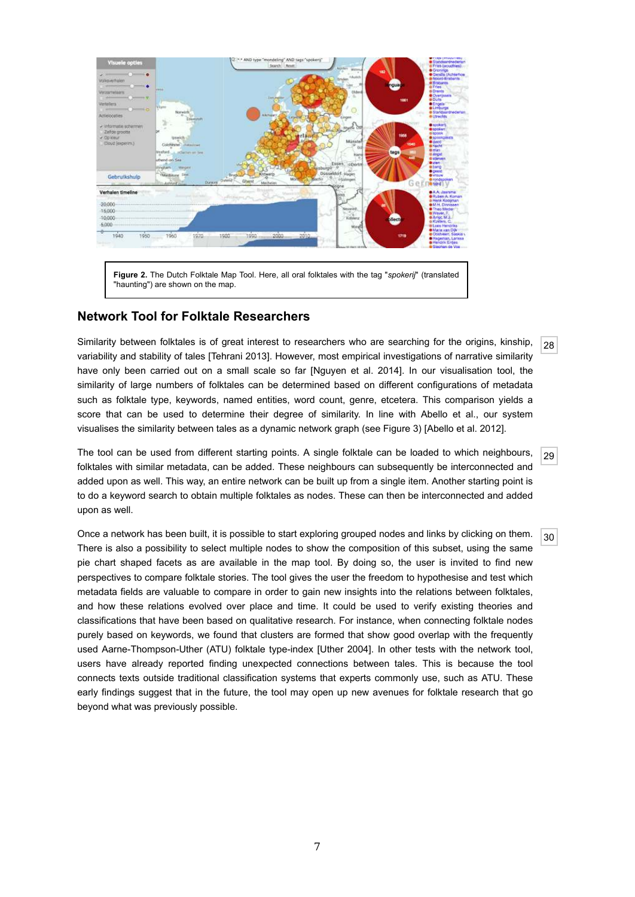**Figure 2.** The Dutch Folktale Map Tool. Here, all oral folktales with the tag "*spokerij*" (translated "haunting") are shown on the map.

## Network Tool for Folktale Researchers

[28] Similarity between folktales is of great interest to researchers who are searching for the origins, kinship, variability and stability of tales [Tehrani 2013]. However, most empirical investigations of narrative similarity have only been carried out on a small scale so far [Nguyen et al. 2014]. In our visualisation tool, the similarity of large numbers of folktales can be determined based on different configurations of metadata such as folktale type, keywords, named entities, word count, genre, etcetera. This comparison yields a score that can be used to determine their degree of similarity. In line with Abello et al., our system visualises the similarity between tales as a dynamic network graph (see Figure 3) [Abello et al. 2012].

[29] The tool can be used from different starting points. A single folktale can be loaded to which neighbours, folktales with similar metadata, can be added. These neighbours can subsequently be interconnected and added upon as well. This way, an entire network can be built up from a single item. Another starting point is to do a keyword search to obtain multiple folktales as nodes. These can then be interconnected and added upon as well.

[30] Once a network has been built, it is possible to start exploring grouped nodes and links by clicking on them. There is also a possibility to select multiple nodes to show the composition of this subset, using the same pie chart shaped facets as are available in the map tool. By doing so, the user is invited to find new perspectives to compare folktale stories. The tool gives the user the freedom to hypothesise and test which metadata fields are valuable to compare in order to gain new insights into the relations between folktales, and how these relations evolved over place and time. It could be used to verify existing theories and classifications that have been based on qualitative research. For instance, when connecting folktale nodes purely based on keywords, we found that clusters are formed that show good overlap with the frequently used Aarne-Thompson-Uther (ATU) folktale type-index [Uther 2004]. In other tests with the network tool, users have already reported finding unexpected connections between tales. This is because the tool connects texts outside traditional classification systems that experts commonly use, such as ATU. These early findings suggest that in the future, the tool may open up new avenues for folktale research that go beyond what was previously possible.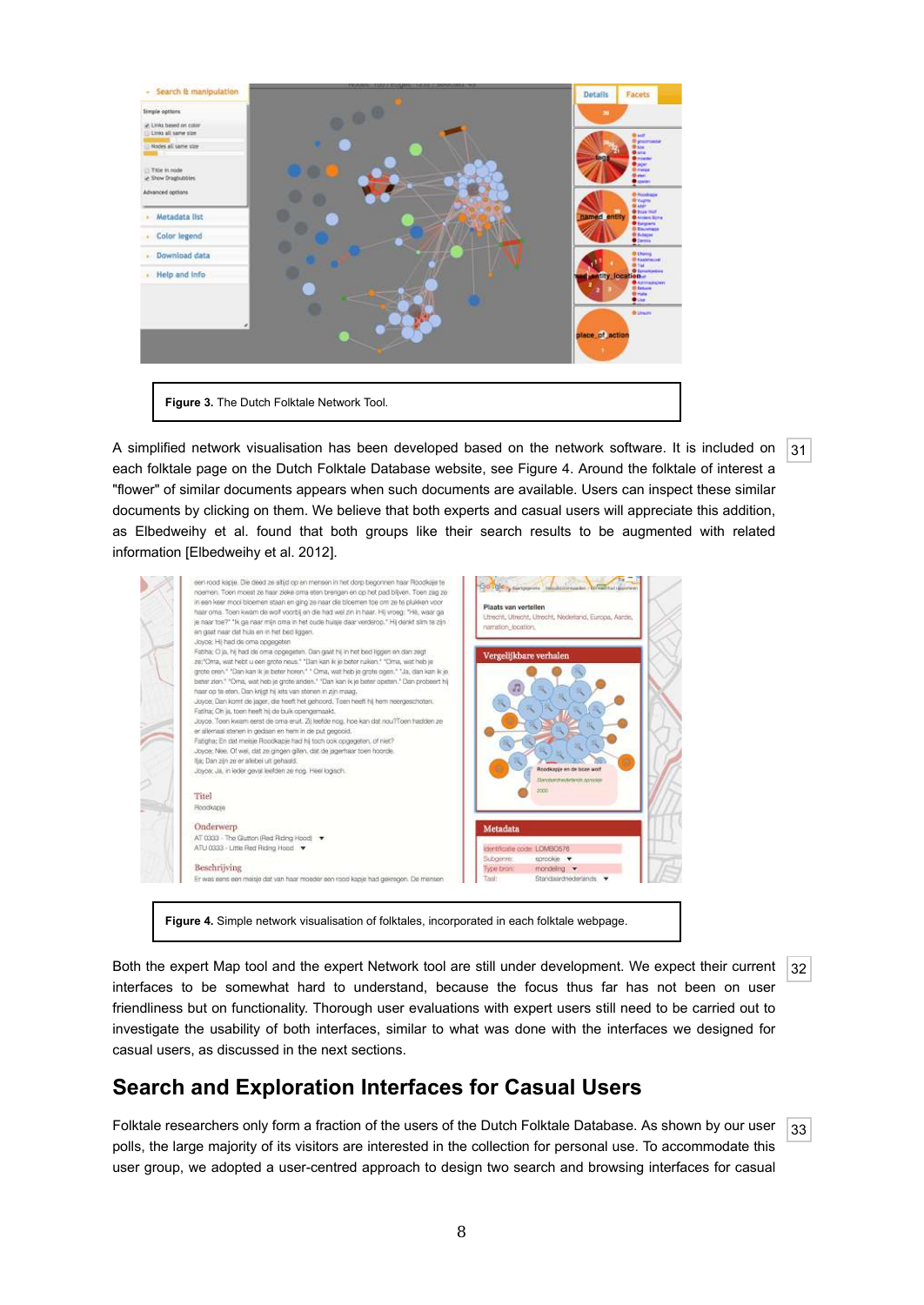Figure 3. The Dutch Folktale Network Tool.

A simplified network visualisation has been developed based on the network software. It is included on each folktale page on the Dutch Folktale Database, see Figure 4. Around the folktale of interest a "flower" of similar documents appears when such documents are available. Users can inspect these similar documents by clicking on them. We believe that both experts and casual users will appreciate this addition, as Elbedweihy et al. found that both groups like their search results to be augmented with related information [Elbedweihy et al. 2012]. 31

Figure 4. Simple network visualisation of folktales, incorporated in each folktale webpage.

Both the expert Map tool and the expert Network tool are still under development. We expect their current interfaces to be somewhat hard to understand, because the focus thus far has not been on user friendliness but on functionality. Thorough user evaluations with expert users still need to be carried out to investigate the usability of both interfaces, similar to what was done with the interfaces we designed for casual users, as discussed in the next sections. 32

## Search and Exploration Interfaces for Casual Users

Folktale researchers only form a fraction of the users of the Dutch Folktale Database. As shown by our user polls, the large majority of its visitors are interested in the collection for personal use. To accommodate this user group, we adopted a user-centred approach to design two search and browsing interfaces for casual 33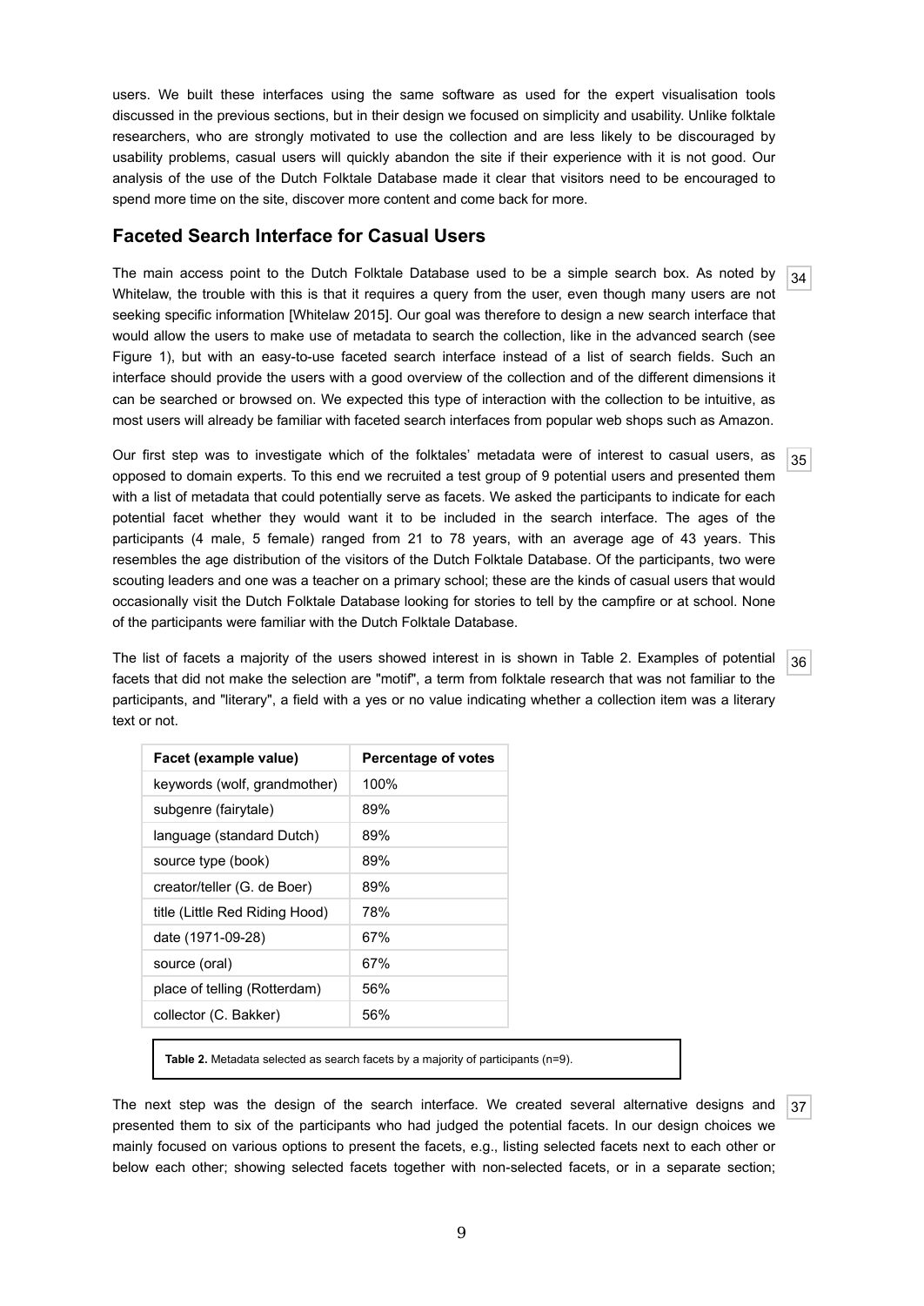users. We built these interfaces using the same software as used for the expert visualisation tools discussed in the previous sections, but in their design we focused on simplicity and usability. Unlike folktale researchers, who are strongly motivated to use the collection and are less likely to be discouraged by usability problems, casual users will quickly abandon the site if their experience with it is not good. Our analysis of the use of the Dutch Folktale Database made it clear that visitors need to be encouraged to spend more time on the site, discover more content and come back for more.

## Faceted Search Interface for Casual Users

34 The main access point to the Dutch Folktale Database used to be a simple search box. As noted by Whitelaw, the trouble with this is that it requires a query from the user, even though many users are not seeking specific information [Whitelaw 2015]. Our goal was therefore to design a new search interface that would allow the users to make use of metadata to search the collection, like in the advanced search (see Figure 1), but with an easy-to-use faceted search interface instead of a list of search fields. Such an interface should provide the users with a good overview of the collection and of the different dimensions it can be searched or browsed on. We expected this type of interaction with the collection to be intuitive, as most users will already be familiar with faceted search interfaces from popular web shops such as Amazon.

35 Our first step was to investigate which of the folktales' metadata were of interest to casual users, as opposed to domain experts. To this end we recruited a test group of 9 potential users and presented them with a list of metadata that could potentially serve as facets. We asked the participants to indicate for each potential facet whether they would want it to be included in the search interface. The ages of the participants (4 male, 5 female) ranged from 21 to 78 years, with an average age of 43 years. This resembles the age distribution of the visitors of the Dutch Folktale Database. Of the participants, two were scouting leaders and one was a teacher on a primary school; these are the kinds of casual users that would occasionally visit the Dutch Folktale Database looking for stories to tell by the campfire or at school. None of the participants were familiar with the Dutch Folktale Database.

36 The list of facets a majority of the users showed interest in is shown in Table 2. Examples of potential facets that did not make the selection are "motif", a term from folktale research that was not familiar to the participants, and "literary", a field with a yes or no value indicating whether a collection item was a literary text or not.

| Facet (example value) | Percentage of votes |
|---|---|
| keywords (wolf, grandmother) | 100% |
| subgenre (fairytale) | 89% |
| language (standard Dutch) | 89% |
| source type (book) | 89% |
| creator/teller (G. de Boer) | 89% |
| title (Little Red Riding Hood) | 78% |
| date (1971-09-28) | 67% |
| source (oral) | 67% |
| place of telling (Rotterdam) | 56% |
| collector (C. Bakker) | 56% |

**Table 2.** Metadata selected as search facets by a majority of participants (n=9).

37 The next step was the design of the search interface. We created several alternative designs and presented them to six of the participants who had judged the potential facets. In our design choices we mainly focused on various options to present the facets, e.g., listing selected facets next to each other or below each other; showing selected facets together with non-selected facets, or in a separate section;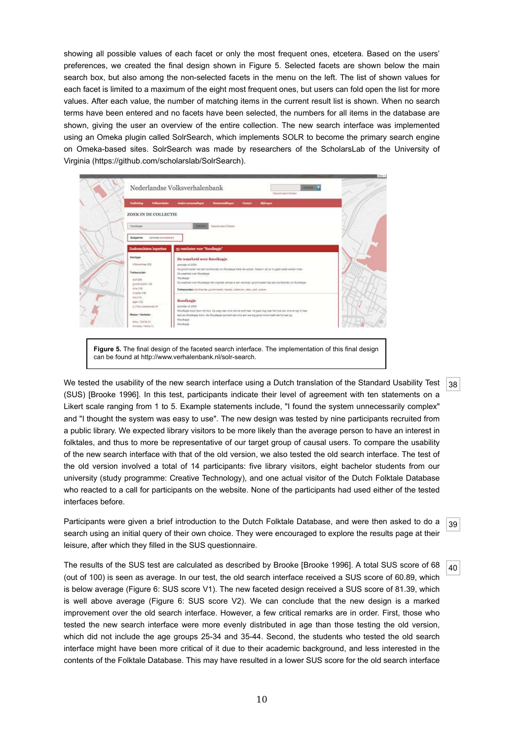showing all possible values of each facet or only the most frequent ones, etcetera. Based on the users' preferences, we created the final design shown in Figure 5. Selected facets are shown below the main search box, but also among the non-selected facets in the menu on the left. The list of shown values for each facet is limited to a maximum of the eight most frequent ones, but users can fold open the list for more values. After each value, the number of matching items in the current result list is shown. When no search terms have been entered and no facets have been selected, the numbers for all items in the database are shown, giving the user an overview of the entire collection. The new search interface was implemented using an Omeka plugin called SolrSearch, which implements SOLR to become the primary search engine on Omeka-based sites. SolrSearch was made by researchers of the ScholarsLab of the University of Virginia (https://github.com/scholarslab/SolrSearch).

**Figure 5.** The final design of the faceted search interface. The implementation of this final design can be found at http://www.verhalenbank.nl/solr-search.

38

We tested the usability of the new search interface using a Dutch translation of the Standard Usability Test (SUS) [Brooke 1996]. In this test, participants indicate their level of agreement with ten statements on a Likert scale ranging from 1 to 5. Example statements include, "I found the system unnecessarily complex" and "I thought the system was easy to use". The new design was tested by nine participants recruited from a public library. We expected library visitors to be more likely than the average person to have an interest in folktales, and thus to more be representative of our target group of causal users. To compare the usability of the new search interface with that of the old version, we also tested the old search interface. The test of the old version involved a total of 14 participants: five library visitors, eight bachelor students from our university (study programme: Creative Technology), and one actual visitor of the Dutch Folktale Database who reacted to a call for participants on the website. None of the participants had used either of the tested interfaces before.

39

Participants were given a brief introduction to the Dutch Folktale Database, and were then asked to do a search using an initial query of their own choice. They were encouraged to explore the results page at their leisure, after which they filled in the SUS questionnaire.

40

The results of the SUS test are calculated as described by Brooke [Brooke 1996]. A total SUS score of 68 (out of 100) is seen as average. In our test, the old search interface received a SUS score of 60.89, which is below average (Figure 6: SUS score V1). The new faceted design received a SUS score of 81.39, which is well above average (Figure 6: SUS score V2). We can conclude that the new design is a marked improvement over the old search interface. However, a few critical remarks are in order. First, those who tested the new search interface were more evenly distributed in age than those testing the old version, which did not include the age groups 25-34 and 35-44. Second, the students who tested the old search interface might have been more critical of it due to their academic background, and less interested in the contents of the Folktale Database. This may have resulted in a lower SUS score for the old search interface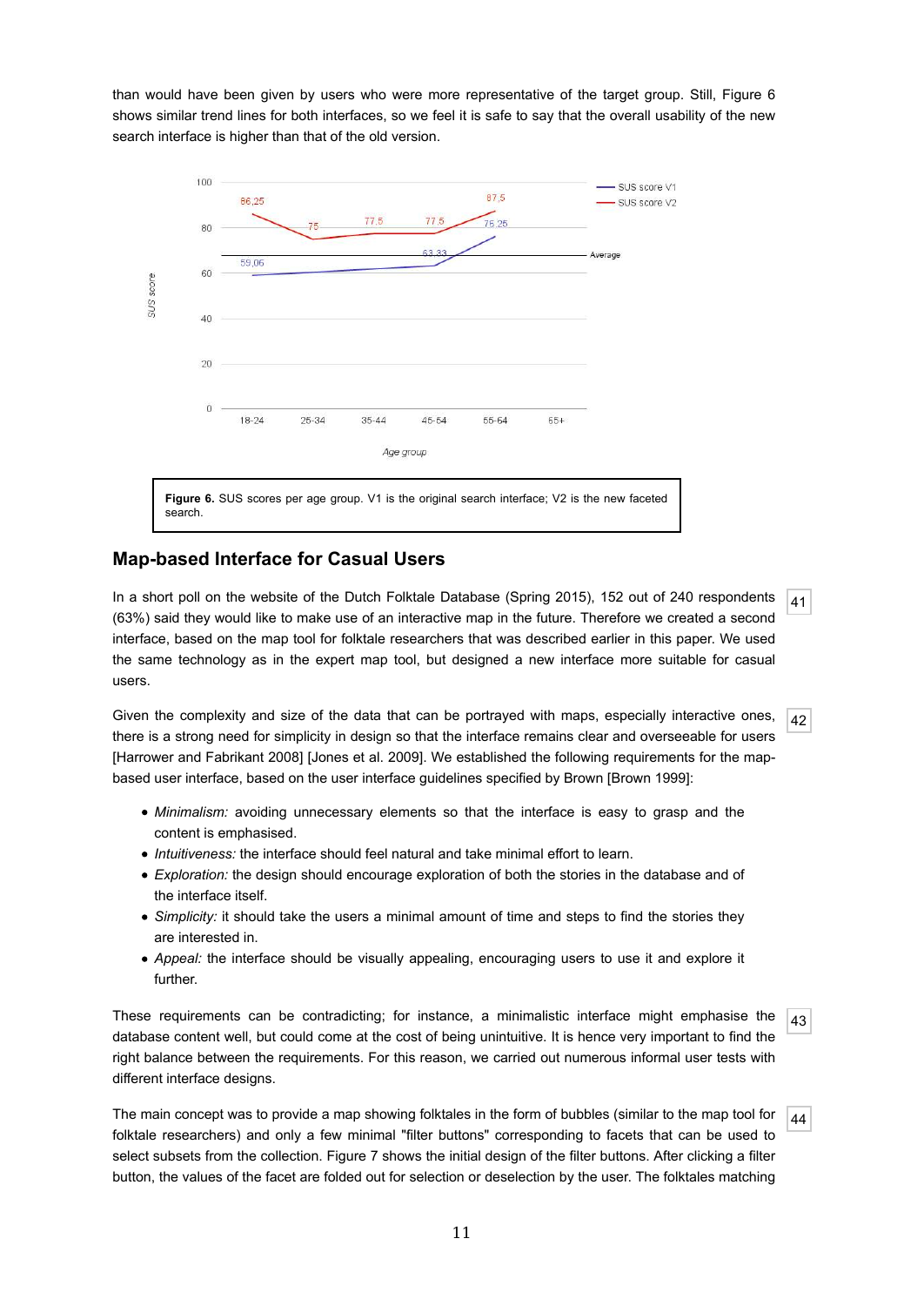than would have been given by users who were more representative of the target group. Still, Figure 6 shows similar trend lines for both interfaces, so we feel it is safe to say that the overall usability of the new search interface is higher than that of the old version.

**Figure 6.** SUS scores per age group. V1 is the original search interface; V2 is the new faceted search.

## Map-based Interface for Casual Users

In a short poll on the website of the Dutch Folktale Database (Spring 2015), 152 out of 240 respondents (63%) said they would like to make use of an interactive map in the future. Therefore we created a second interface, based on the map tool for folktale researchers that was described earlier in this paper. We used the same technology as in the expert map tool, but designed a new interface more suitable for casual users.

Given the complexity and size of the data that can be portrayed with maps, especially interactive ones, there is a strong need for simplicity in design so that the interface remains clear and overseeable for users [Harrower and Fabrikant 2008] [Jones et al. 2009]. We established the following requirements for the map-based user interface, based on the user interface guidelines specified by Brown [Brown 1999]:

- *Minimalism:* avoiding unnecessary elements so that the interface is easy to grasp and the content is emphasised.
- *Intuitiveness:* the interface should feel natural and take minimal effort to learn.
- *Exploration:* the design should encourage exploration of both the stories in the database and of the interface itself.
- *Simplicity:* it should take the users a minimal amount of time and steps to find the stories they are interested in.
- *Appeal:* the interface should be visually appealing, encouraging users to use it and explore it further.

These requirements can be contradicting; for instance, a minimalistic interface might emphasise the database content well, but could come at the cost of being unintuitive. It is hence very important to find the right balance between the requirements. For this reason, we carried out numerous informal user tests with different interface designs.

The main concept was to provide a map showing folktales in the form of bubbles (similar to the map tool for folktale researchers) and only a few minimal "filter buttons" corresponding to facets that can be used to select subsets from the collection. Figure 7 shows the initial design of the filter buttons. After clicking a filter button, the values of the facet are folded out for selection or deselection by the user. The folktales matching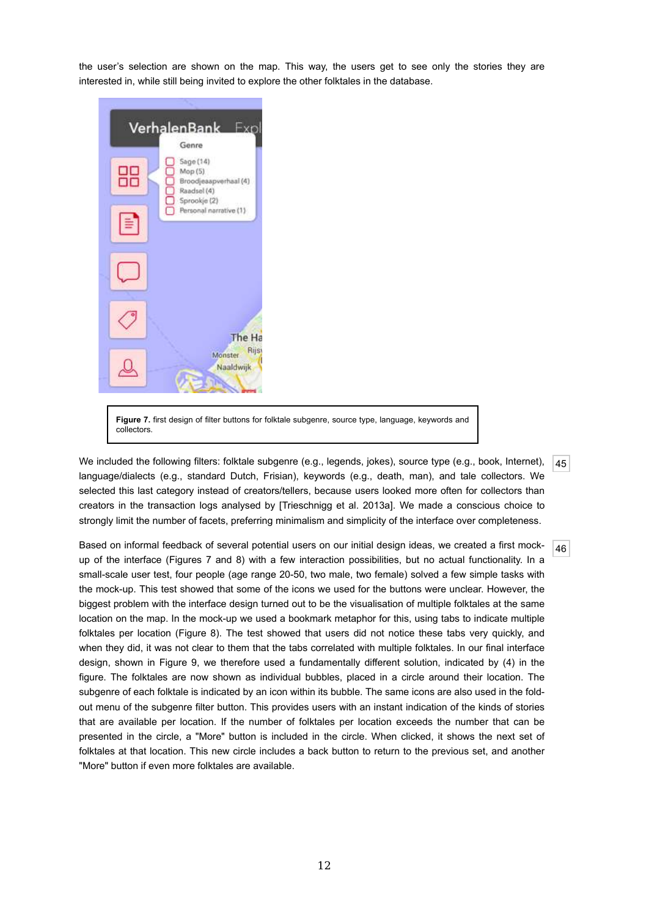the user's selection are shown on the map. This way, the users get to see only the stories they are interested in, while still being invited to explore the other folktales in the database.

**Figure 7.** first design of filter buttons for folktale subgenre, source type, language, keywords and collectors.

We included the following filters: folktale subgenre (e.g., legends, jokes), source type (e.g., book, Internet), language/dialects (e.g., standard Dutch, Frisian), keywords (e.g., death, man), and tale collectors. We selected this last category instead of creators/tellers, because users looked more often for collectors than creators in the transaction logs analysed by [Trieschnigg et al. 2013a]. We made a conscious choice to strongly limit the number of facets, preferring minimalism and simplicity of the interface over completeness.

Based on informal feedback of several potential users on our initial design ideas, we created a first mock-up of the interface (Figures 7 and 8) with a few interaction possibilities, but no actual functionality. In a small-scale user test, four people (age range 20-50, two male, two female) solved a few simple tasks with the mock-up. This test showed that some of the icons we used for the buttons were unclear. However, the biggest problem with the interface design turned out to be the visualisation of multiple folktales at the same location on the map. In the mock-up we used a bookmark metaphor for this, using tabs to indicate multiple folktales per location (Figure 8). The test showed that users did not notice these tabs very quickly, and when they did, it was not clear to them that the tabs correlated with multiple folktales. In our final interface design, shown in Figure 9, we therefore used a fundamentally different solution, indicated by (4) in the figure. The folktales are now shown as individual bubbles, placed in a circle around their location. The subgenre of each folktale is indicated by an icon within its bubble. The same icons are also used in the fold-out menu of the subgenre filter button. This provides users with an instant indication of the kinds of stories that are available per location. If the number of folktales per location exceeds the number that can be presented in the circle, a "More" button is included in the circle. When clicked, it shows the next set of folktales at that location. This new circle includes a back button to return to the previous set, and another "More" button if even more folktales are available.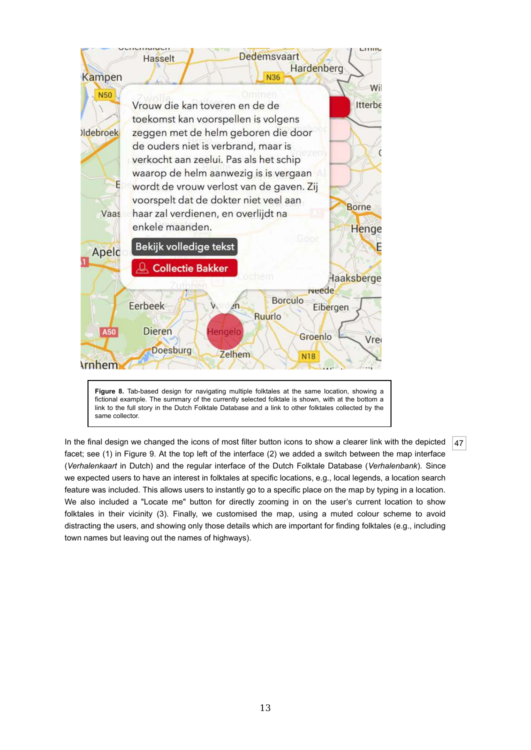**Figure 8.** Tab-based design for navigating multiple folktales at the same location, showing a fictional example. The summary of the currently selected folktale is shown, with at the bottom a link to the full story in the Dutch Folktale Database and a link to other folktales collected by the same collector.

In the final design we changed the icons of most filter button icons to show a clearer link with the depicted facet; see (1) in Figure 9. At the top left of the interface (2) we added a switch between the map interface (*Verhalenkaart* in Dutch) and the regular interface of the Dutch Folktale Database (*Verhalenbank*). Since we expected users to have an interest in folktales at specific locations, e.g., local legends, a location search feature was included. This allows users to instantly go to a specific place on the map by typing in a location. We also included a "Locate me" button for directly zooming in on the user's current location to show folktales in their vicinity (3). Finally, we customised the map, using a muted colour scheme to avoid distracting the users, and showing only those details which are important for finding folktales (e.g., including town names but leaving out the names of highways).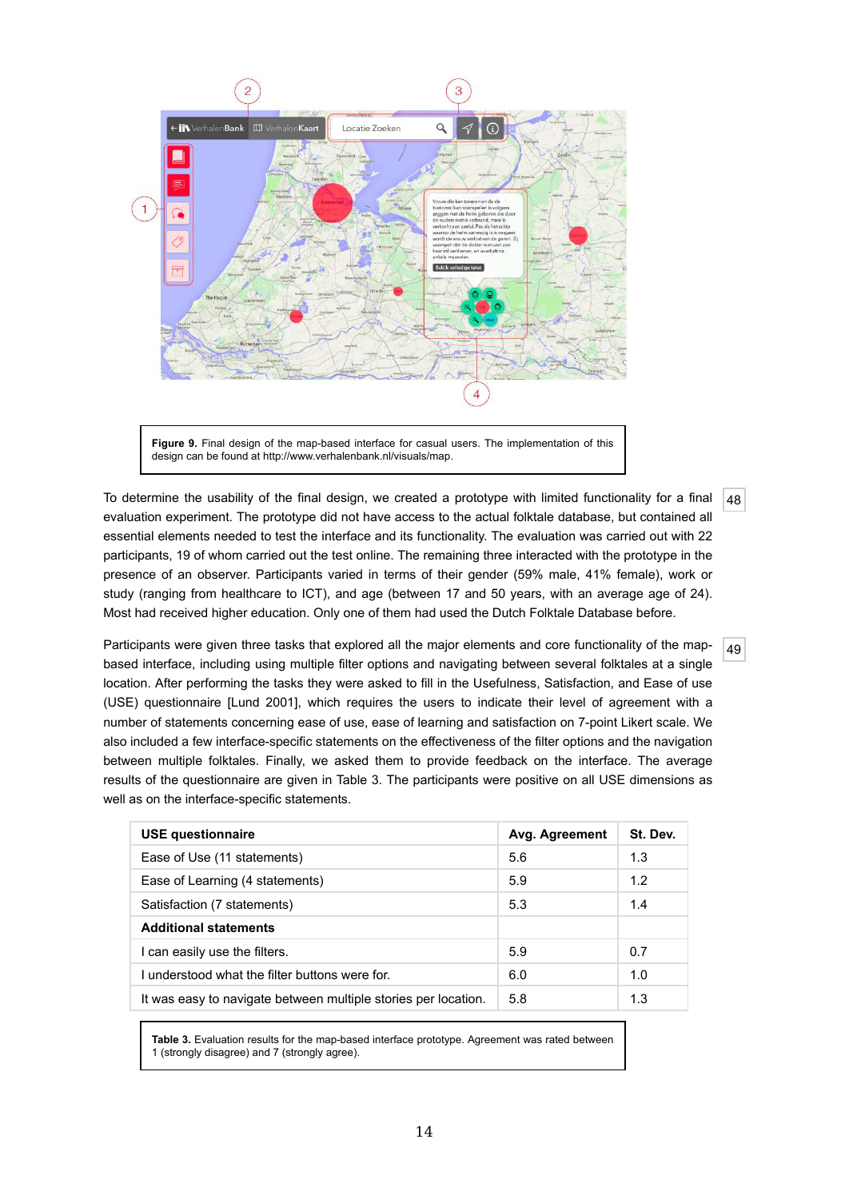Figure 9. Final design of the map-based interface for casual users. The implementation of this design can be found at http://www.verhalenbank.nl/visuals/map.

To determine the usability of the final design, we created a prototype with limited functionality for a final evaluation experiment. The prototype did not have access to the actual folktale database, but contained all essential elements needed to test the interface and its functionality. The evaluation was carried out with 22 participants, 19 of whom carried out the test online. The remaining three interacted with the prototype in the presence of an observer. Participants varied in terms of their gender (59% male, 41% female), work or study (ranging from healthcare to ICT), and age (between 17 and 50 years, with an average age of 24). Most had received higher education. Only one of them had used the Dutch Folktale Database before.

Participants were given three tasks that explored all the major elements and core functionality of the map-based interface, including using multiple filter options and navigating between several folktales at a single location. After performing the tasks they were asked to fill in the Usefulness, Satisfaction, and Ease of use (USE) questionnaire [Lund 2001], which requires the users to indicate their level of agreement with a number of statements concerning ease of use, ease of learning and satisfaction on 7-point Likert scale. We also included a few interface-specific statements on the effectiveness of the filter options and the navigation between multiple folktales. Finally, we asked them to provide feedback on the interface. The average results of the questionnaire are given in Table 3. The participants were positive on all USE dimensions as well as on the interface-specific statements.

| USE questionnaire | Avg. Agreement | St. Dev. |
|---|---|---|
| Ease of Use (11 statements) | 5.6 | 1.3 |
| Ease of Learning (4 statements) | 5.9 | 1.2 |
| Satisfaction (7 statements) | 5.3 | 1.4 |
| **Additional statements** | | |
| I can easily use the filters. | 5.9 | 0.7 |
| I understood what the filter buttons were for. | 6.0 | 1.0 |
| It was easy to navigate between multiple stories per location. | 5.8 | 1.3 |

**Table 3.** Evaluation results for the map-based interface prototype. Agreement was rated between 1 (strongly disagree) and 7 (strongly agree).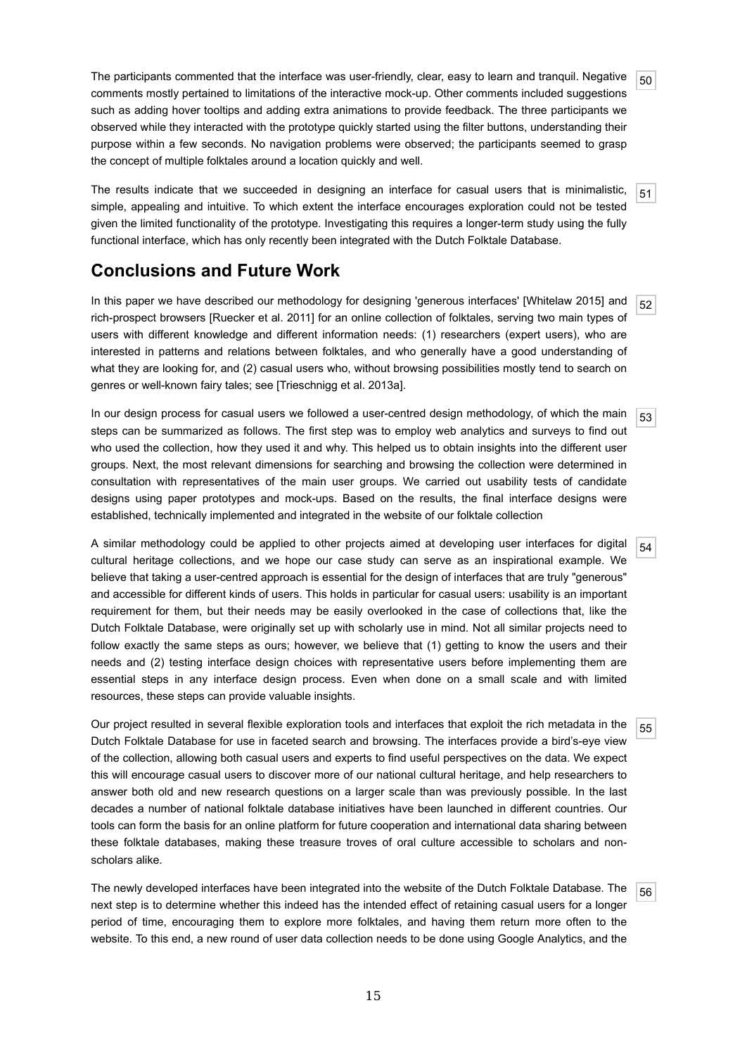The participants commented that the interface was user-friendly, clear, easy to learn and tranquil. Negative comments mostly pertained to limitations of the interactive mock-up. Other comments included suggestions such as adding hover tooltips and adding extra animations to provide feedback. The three participants we observed while they interacted with the prototype quickly started using the filter buttons, understanding their purpose within a few seconds. No navigation problems were observed; the participants seemed to grasp the concept of multiple folktales around a location quickly and well.

The results indicate that we succeeded in designing an interface for casual users that is minimalistic, simple, appealing and intuitive. To which extent the interface encourages exploration could not be tested given the limited functionality of the prototype. Investigating this requires a longer-term study using the fully functional interface, which has only recently been integrated with the Dutch Folktale Database.

## Conclusions and Future Work

In this paper we have described our methodology for designing 'generous interfaces' [Whitelaw 2015] and rich-prospect browsers [Ruecker et al. 2011] for an online collection of folktales, serving two main types of users with different knowledge and different information needs: (1) researchers (expert users), who are interested in patterns and relations between folktales, and who generally have a good understanding of what they are looking for, and (2) casual users who, without browsing possibilities mostly tend to search on genres or well-known fairy tales; see [Trieschnigg et al. 2013a].

In our design process for casual users we followed a user-centred design methodology, of which the main steps can be summarized as follows. The first step was to employ web analytics and surveys to find out who used the collection, how they used it and why. This helped us to obtain insights into the different user groups. Next, the most relevant dimensions for searching and browsing the collection were determined in consultation with representatives of the main user groups. We carried out usability tests of candidate designs using paper prototypes and mock-ups. Based on the results, the final interface designs were established, technically implemented and integrated in the website of our folktale collection

A similar methodology could be applied to other projects aimed at developing user interfaces for digital cultural heritage collections, and we hope our case study can serve as an inspirational example. We believe that taking a user-centred approach is essential for the design of interfaces that are truly "generous" and accessible for different kinds of users. This holds in particular for casual users: usability is an important requirement for them, but their needs may be easily overlooked in the case of collections that, like the Dutch Folktale Database, were originally set up with scholarly use in mind. Not all similar projects need to follow exactly the same steps as ours; however, we believe that (1) getting to know the users and their needs and (2) testing interface design choices with representative users before implementing them are essential steps in any interface design process. Even when done on a small scale and with limited resources, these steps can provide valuable insights.

Our project resulted in several flexible exploration tools and interfaces that exploit the rich metadata in the Dutch Folktale Database for use in faceted search and browsing. The interfaces provide a bird's-eye view of the collection, allowing both casual users and experts to find useful perspectives on the data. We expect this will encourage casual users to discover more of our national cultural heritage, and help researchers to answer both old and new research questions on a larger scale than was previously possible. In the last decades a number of national folktale database initiatives have been launched in different countries. Our tools can form the basis for an online platform for future cooperation and international data sharing between these folktale databases, making these treasure troves of oral culture accessible to scholars and non-scholars alike.

The newly developed interfaces have been integrated into the website of the Dutch Folktale Database. The next step is to determine whether this indeed has the intended effect of retaining casual users for a longer period of time, encouraging them to explore more folktales, and having them return more often to the website. To this end, a new round of user data collection needs to be done using Google Analytics, and the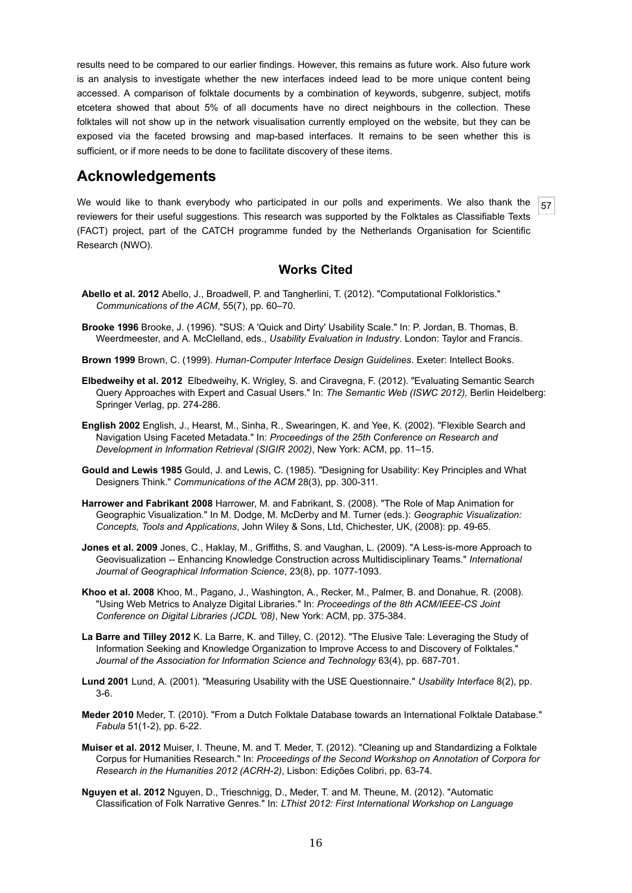results need to be compared to our earlier findings. However, this remains as future work. Also future work is an analysis to investigate whether the new interfaces indeed lead to be more unique content being accessed. A comparison of folktale documents by a combination of keywords, subgenre, subject, motifs etcetera showed that about 5% of all documents have no direct neighbours in the collection. These folktales will not show up in the network visualisation currently employed on the website, but they can be exposed via the faceted browsing and map-based interfaces. It remains to be seen whether this is sufficient, or if more needs to be done to facilitate discovery of these items.

## Acknowledgements

We would like to thank everybody who participated in our polls and experiments. We also thank the reviewers for their useful suggestions. This research was supported by the Folktales as Classifiable Texts (FACT) project, part of the CATCH programme funded by the Netherlands Organisation for Scientific Research (NWO).

57

### Works Cited

**Abello et al. 2012** Abello, J., Broadwell, P. and Tangherlini, T. (2012). "Computational Folkloristics." *Communications of the ACM*, 55(7), pp. 60–70.

**Brooke 1996** Brooke, J. (1996). "SUS: A 'Quick and Dirty' Usability Scale." In: P. Jordan, B. Thomas, B. Weerdmeester, and A. McClelland, eds., *Usability Evaluation in Industry*. London: Taylor and Francis.

**Brown 1999** Brown, C. (1999). *Human-Computer Interface Design Guidelines*. Exeter: Intellect Books.

**Elbedweihy et al. 2012** Elbedweihy, K. Wrigley, S. and Ciravegna, F. (2012). "Evaluating Semantic Search Query Approaches with Expert and Casual Users." In: *The Semantic Web (ISWC 2012),* Berlin Heidelberg: Springer Verlag, pp. 274-286.

**English 2002** English, J., Hearst, M., Sinha, R., Swearingen, K. and Yee, K. (2002). "Flexible Search and Navigation Using Faceted Metadata." In: *Proceedings of the 25th Conference on Research and Development in Information Retrieval (SIGIR 2002)*, New York: ACM, pp. 11–15.

**Gould and Lewis 1985** Gould, J. and Lewis, C. (1985). "Designing for Usability: Key Principles and What Designers Think." *Communications of the ACM* 28(3), pp. 300-311.

**Harrower and Fabrikant 2008** Harrower, M. and Fabrikant, S. (2008). "The Role of Map Animation for Geographic Visualization." In M. Dodge, M. McDerby and M. Turner (eds.): *Geographic Visualization: Concepts, Tools and Applications*, John Wiley & Sons, Ltd, Chichester, UK, (2008): pp. 49-65.

**Jones et al. 2009** Jones, C., Haklay, M., Griffiths, S. and Vaughan, L. (2009). "A Less-is-more Approach to Geovisualization -- Enhancing Knowledge Construction across Multidisciplinary Teams." *International Journal of Geographical Information Science*, 23(8), pp. 1077-1093.

**Khoo et al. 2008** Khoo, M., Pagano, J., Washington, A., Recker, M., Palmer, B. and Donahue, R. (2008). "Using Web Metrics to Analyze Digital Libraries." In: *Proceedings of the 8th ACM/IEEE-CS Joint Conference on Digital Libraries (JCDL '08)*, New York: ACM, pp. 375-384.

**La Barre and Tilley 2012** K. La Barre, K. and Tilley, C. (2012). "The Elusive Tale: Leveraging the Study of Information Seeking and Knowledge Organization to Improve Access to and Discovery of Folktales." *Journal of the Association for Information Science and Technology* 63(4), pp. 687-701.

**Lund 2001** Lund, A. (2001). "Measuring Usability with the USE Questionnaire." *Usability Interface* 8(2), pp. 3-6.

**Meder 2010** Meder, T. (2010). "From a Dutch Folktale Database towards an International Folktale Database." *Fabula* 51(1-2), pp. 6-22.

**Muiser et al. 2012** Muiser, I. Theune, M. and T. Meder, T. (2012). "Cleaning up and Standardizing a Folktale Corpus for Humanities Research." In: *Proceedings of the Second Workshop on Annotation of Corpora for Research in the Humanities 2012 (ACRH-2)*, Lisbon: Edições Colibri, pp. 63-74.

**Nguyen et al. 2012** Nguyen, D., Trieschnigg, D., Meder, T. and M. Theune, M. (2012). "Automatic Classification of Folk Narrative Genres." In: *LThist 2012: First International Workshop on Language*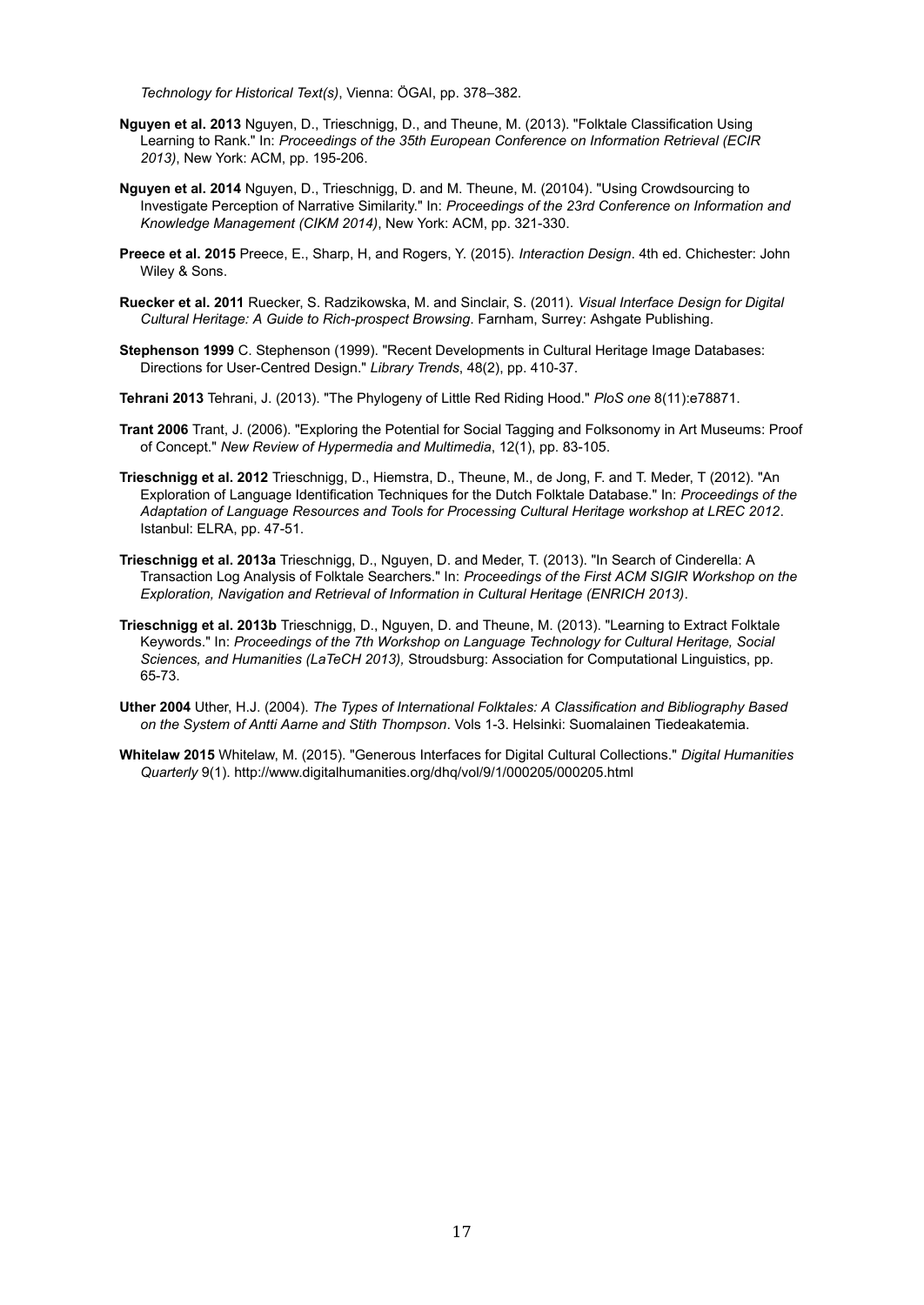*Technology for Historical Text(s)*, Vienna: ÖGAI, pp. 378–382.

**Nguyen et al. 2013** Nguyen, D., Trieschnigg, D., and Theune, M. (2013). "Folktale Classification Using Learning to Rank." In: *Proceedings of the 35th European Conference on Information Retrieval (ECIR 2013)*, New York: ACM, pp. 195-206.

**Nguyen et al. 2014** Nguyen, D., Trieschnigg, D. and M. Theune, M. (20104). "Using Crowdsourcing to Investigate Perception of Narrative Similarity." In: *Proceedings of the 23rd Conference on Information and Knowledge Management (CIKM 2014)*, New York: ACM, pp. 321-330.

**Preece et al. 2015** Preece, E., Sharp, H, and Rogers, Y. (2015). *Interaction Design*. 4th ed. Chichester: John Wiley & Sons.

**Ruecker et al. 2011** Ruecker, S. Radzikowska, M. and Sinclair, S. (2011). *Visual Interface Design for Digital Cultural Heritage: A Guide to Rich-prospect Browsing*. Farnham, Surrey: Ashgate Publishing.

**Stephenson 1999** C. Stephenson (1999). "Recent Developments in Cultural Heritage Image Databases: Directions for User-Centred Design." *Library Trends*, 48(2), pp. 410-37.

**Tehrani 2013** Tehrani, J. (2013). "The Phylogeny of Little Red Riding Hood." *PloS one* 8(11):e78871.

**Trant 2006** Trant, J. (2006). "Exploring the Potential for Social Tagging and Folksonomy in Art Museums: Proof of Concept." *New Review of Hypermedia and Multimedia*, 12(1), pp. 83-105.

**Trieschnigg et al. 2012** Trieschnigg, D., Hiemstra, D., Theune, M., de Jong, F. and T. Meder, T (2012). "An Exploration of Language Identification Techniques for the Dutch Folktale Database." In: *Proceedings of the Adaptation of Language Resources and Tools for Processing Cultural Heritage workshop at LREC 2012*. Istanbul: ELRA, pp. 47-51.

**Trieschnigg et al. 2013a** Trieschnigg, D., Nguyen, D. and Meder, T. (2013). "In Search of Cinderella: A Transaction Log Analysis of Folktale Searchers." In: *Proceedings of the First ACM SIGIR Workshop on the Exploration, Navigation and Retrieval of Information in Cultural Heritage (ENRICH 2013)*.

**Trieschnigg et al. 2013b** Trieschnigg, D., Nguyen, D. and Theune, M. (2013). "Learning to Extract Folktale Keywords." In: *Proceedings of the 7th Workshop on Language Technology for Cultural Heritage, Social Sciences, and Humanities (LaTeCH 2013),* Stroudsburg: Association for Computational Linguistics, pp. 65-73.

**Uther 2004** Uther, H.J. (2004). *The Types of International Folktales: A Classification and Bibliography Based on the System of Antti Aarne and Stith Thompson*. Vols 1-3. Helsinki: Suomalainen Tiedeakatemia.

**Whitelaw 2015** Whitelaw, M. (2015). "Generous Interfaces for Digital Cultural Collections." *Digital Humanities Quarterly* 9(1). http://www.digitalhumanities.org/dhq/vol/9/1/000205/000205.html